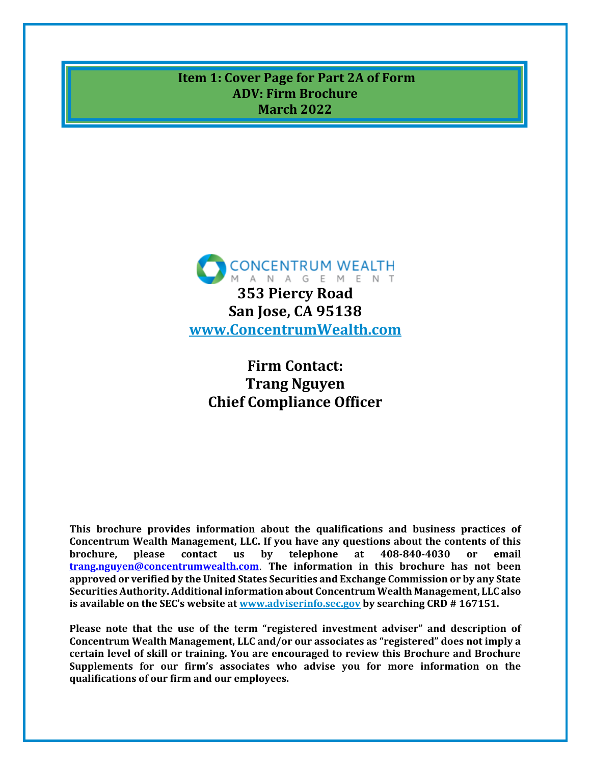# Item 1: Cover Page for Part 2A of Form ADV: Firm Brochure
## March 2022

CONCENTRUM WEALTH MANAGEMENT

**353 Piercy Road**
**San Jose, CA 95138**
**www.ConcentrumWealth.com**

**Firm Contact:**
**Trang Nguyen**
**Chief Compliance Officer**

**This brochure provides information about the qualifications and business practices of Concentrum Wealth Management, LLC. If you have any questions about the contents of this brochure, please contact us by telephone at 408-840-4030 or email trang.nguyen@concentrumwealth.com. The information in this brochure has not been approved or verified by the United States Securities and Exchange Commission or by any State Securities Authority. Additional information about Concentrum Wealth Management, LLC also is available on the SEC's website at www.adviserinfo.sec.gov by searching CRD # 167151.**

**Please note that the use of the term "registered investment adviser" and description of Concentrum Wealth Management, LLC and/or our associates as "registered" does not imply a certain level of skill or training. You are encouraged to review this Brochure and Brochure Supplements for our firm's associates who advise you for more information on the qualifications of our firm and our employees.**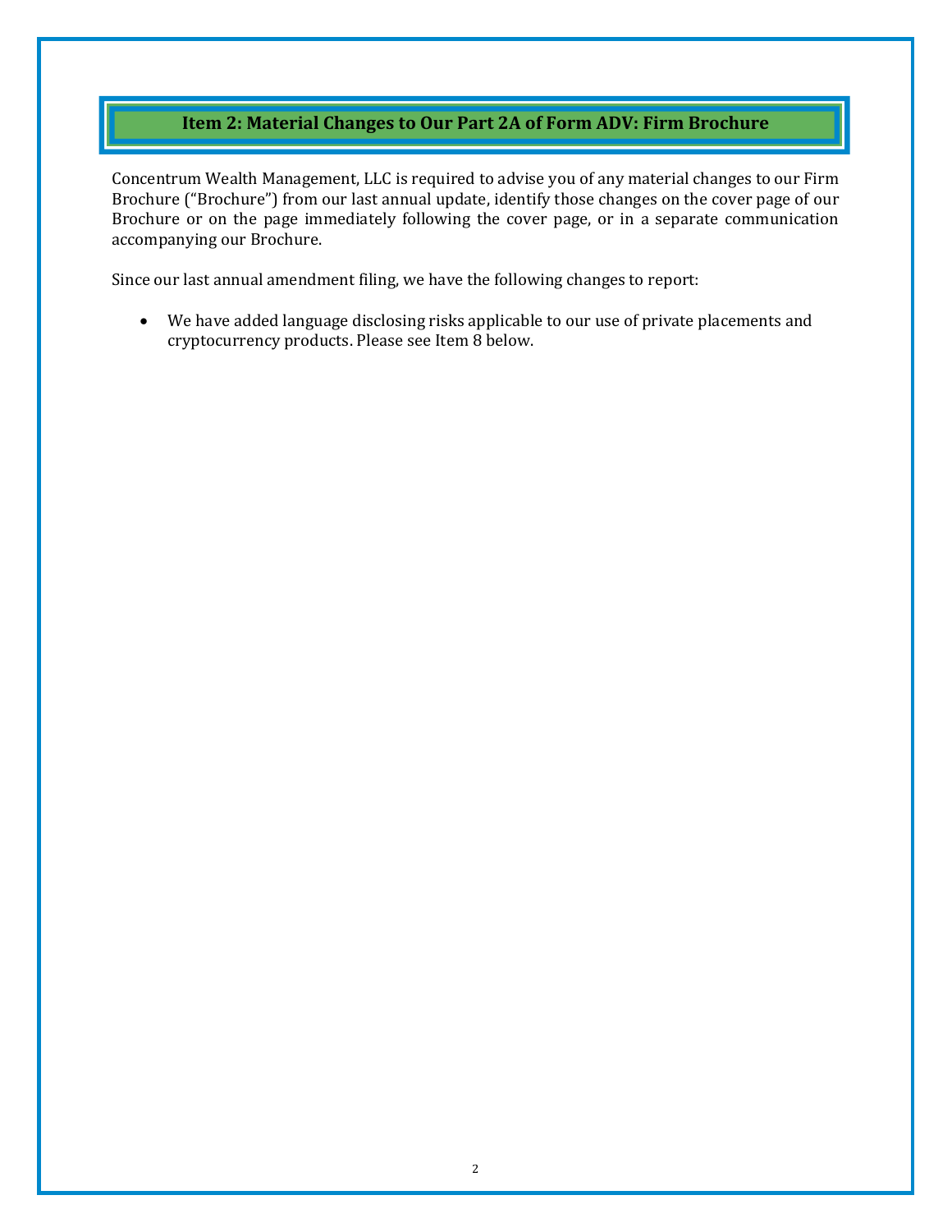## Item 2: Material Changes to Our Part 2A of Form ADV: Firm Brochure

Concentrum Wealth Management, LLC is required to advise you of any material changes to our Firm Brochure ("Brochure") from our last annual update, identify those changes on the cover page of our Brochure or on the page immediately following the cover page, or in a separate communication accompanying our Brochure.

Since our last annual amendment filing, we have the following changes to report:

- We have added language disclosing risks applicable to our use of private placements and cryptocurrency products. Please see Item 8 below.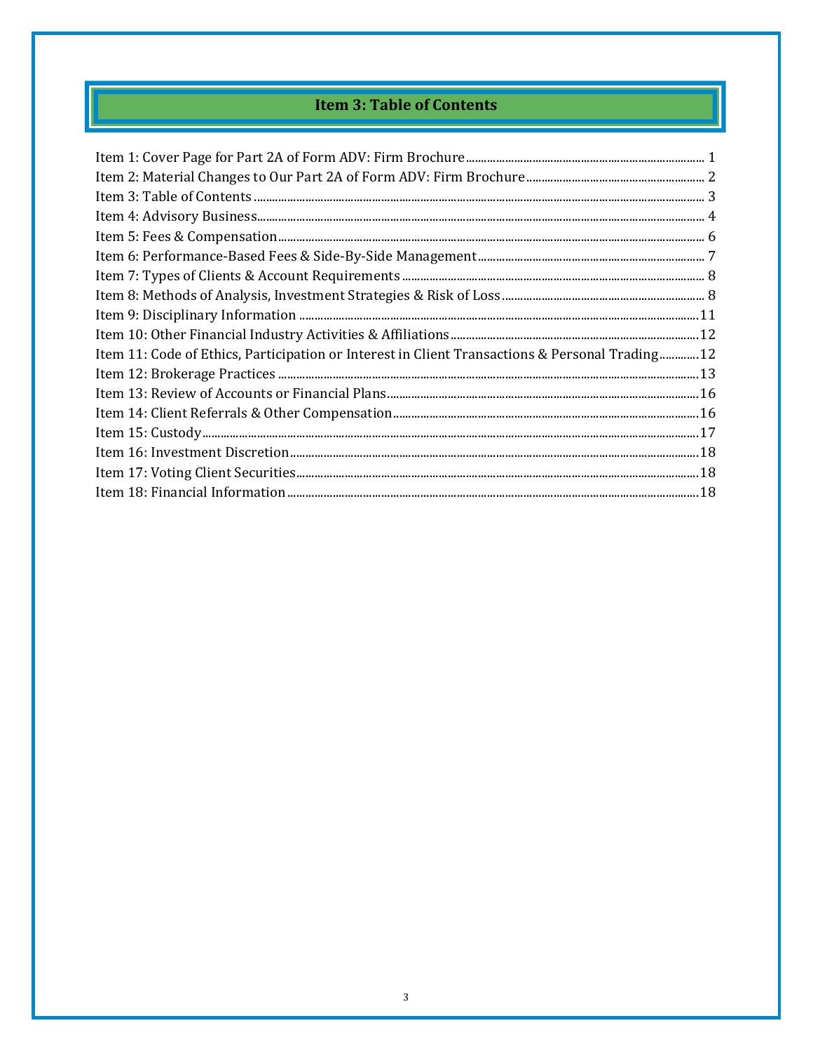# Item 3: Table of Contents

Item 1: Cover Page for Part 2A of Form ADV: Firm Brochure ........ 1
Item 2: Material Changes to Our Part 2A of Form ADV: Firm Brochure ........ 2
Item 3: Table of Contents ........ 3
Item 4: Advisory Business ........ 4
Item 5: Fees & Compensation ........ 6
Item 6: Performance-Based Fees & Side-By-Side Management ........ 7
Item 7: Types of Clients & Account Requirements ........ 8
Item 8: Methods of Analysis, Investment Strategies & Risk of Loss ........ 8
Item 9: Disciplinary Information ........ 11
Item 10: Other Financial Industry Activities & Affiliations ........ 12
Item 11: Code of Ethics, Participation or Interest in Client Transactions & Personal Trading ........ 12
Item 12: Brokerage Practices ........ 13
Item 13: Review of Accounts or Financial Plans ........ 16
Item 14: Client Referrals & Other Compensation ........ 16
Item 15: Custody ........ 17
Item 16: Investment Discretion ........ 18
Item 17: Voting Client Securities ........ 18
Item 18: Financial Information ........ 18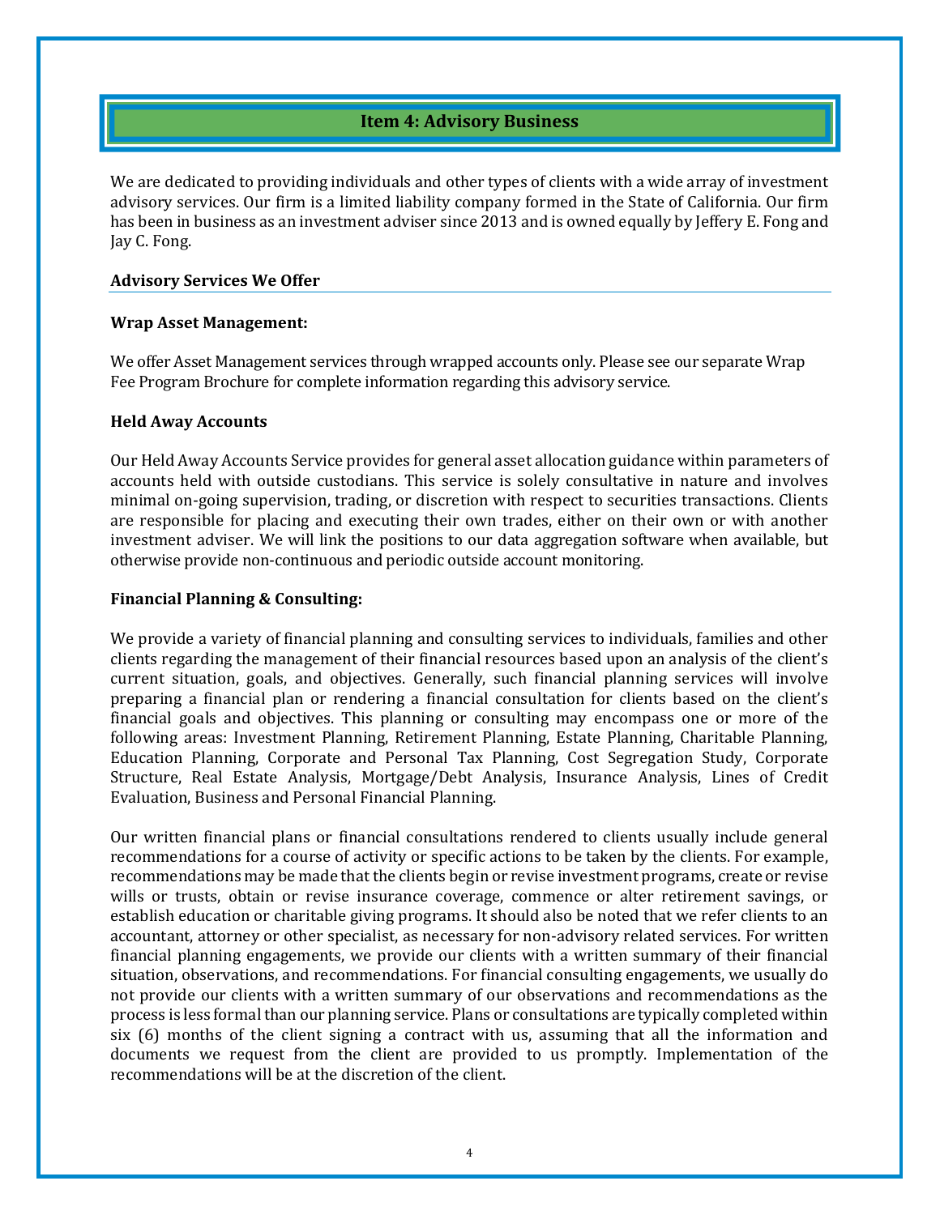## Item 4: Advisory Business

We are dedicated to providing individuals and other types of clients with a wide array of investment advisory services. Our firm is a limited liability company formed in the State of California. Our firm has been in business as an investment adviser since 2013 and is owned equally by Jeffery E. Fong and Jay C. Fong.

### Advisory Services We Offer

**Wrap Asset Management:**

We offer Asset Management services through wrapped accounts only. Please see our separate Wrap Fee Program Brochure for complete information regarding this advisory service.

**Held Away Accounts**

Our Held Away Accounts Service provides for general asset allocation guidance within parameters of accounts held with outside custodians. This service is solely consultative in nature and involves minimal on-going supervision, trading, or discretion with respect to securities transactions. Clients are responsible for placing and executing their own trades, either on their own or with another investment adviser. We will link the positions to our data aggregation software when available, but otherwise provide non-continuous and periodic outside account monitoring.

**Financial Planning & Consulting:**

We provide a variety of financial planning and consulting services to individuals, families and other clients regarding the management of their financial resources based upon an analysis of the client's current situation, goals, and objectives. Generally, such financial planning services will involve preparing a financial plan or rendering a financial consultation for clients based on the client's financial goals and objectives. This planning or consulting may encompass one or more of the following areas: Investment Planning, Retirement Planning, Estate Planning, Charitable Planning, Education Planning, Corporate and Personal Tax Planning, Cost Segregation Study, Corporate Structure, Real Estate Analysis, Mortgage/Debt Analysis, Insurance Analysis, Lines of Credit Evaluation, Business and Personal Financial Planning.

Our written financial plans or financial consultations rendered to clients usually include general recommendations for a course of activity or specific actions to be taken by the clients. For example, recommendations may be made that the clients begin or revise investment programs, create or revise wills or trusts, obtain or revise insurance coverage, commence or alter retirement savings, or establish education or charitable giving programs. It should also be noted that we refer clients to an accountant, attorney or other specialist, as necessary for non-advisory related services. For written financial planning engagements, we provide our clients with a written summary of their financial situation, observations, and recommendations. For financial consulting engagements, we usually do not provide our clients with a written summary of our observations and recommendations as the process is less formal than our planning service. Plans or consultations are typically completed within six (6) months of the client signing a contract with us, assuming that all the information and documents we request from the client are provided to us promptly. Implementation of the recommendations will be at the discretion of the client.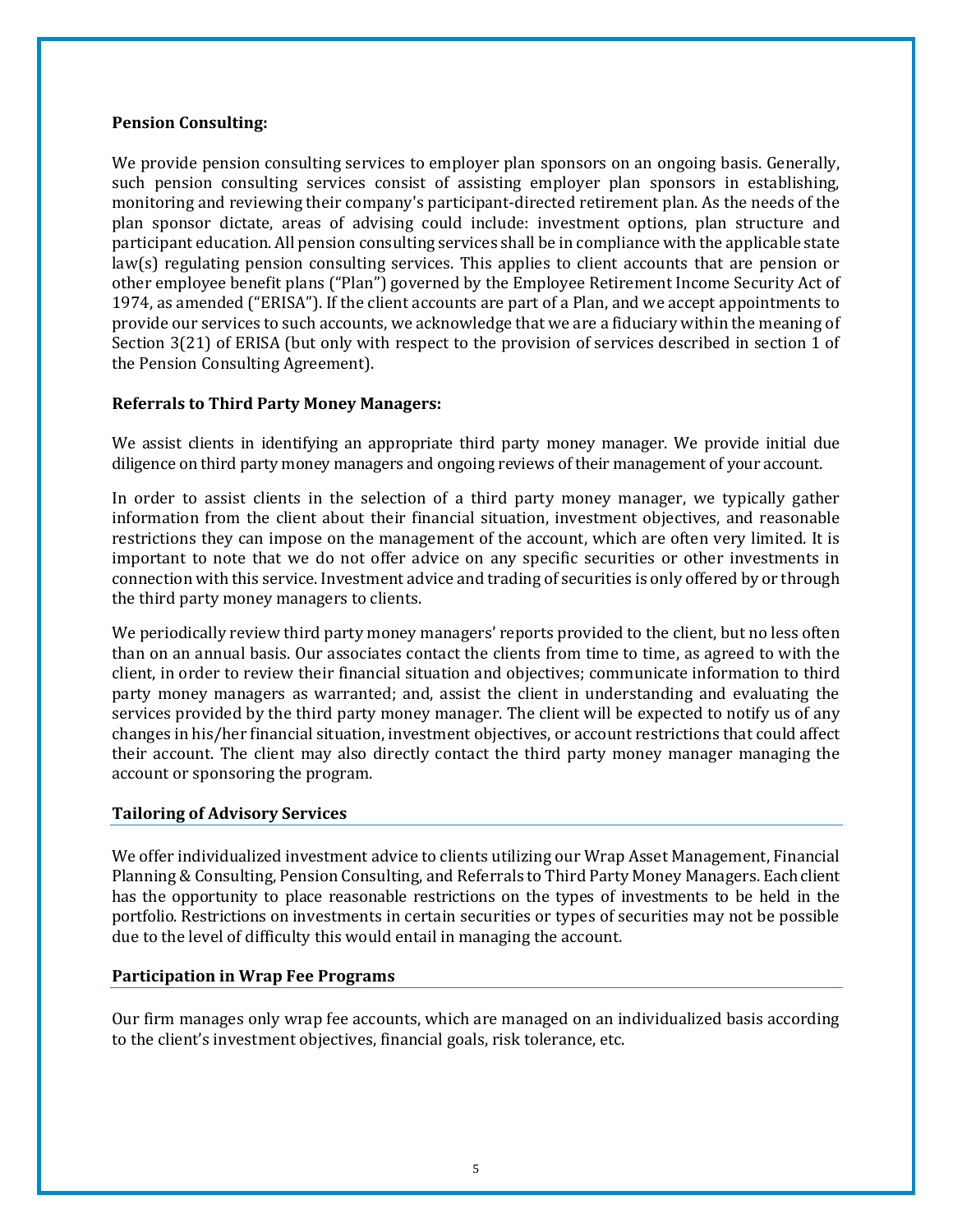**Pension Consulting:**

We provide pension consulting services to employer plan sponsors on an ongoing basis. Generally, such pension consulting services consist of assisting employer plan sponsors in establishing, monitoring and reviewing their company's participant-directed retirement plan. As the needs of the plan sponsor dictate, areas of advising could include: investment options, plan structure and participant education. All pension consulting services shall be in compliance with the applicable state law(s) regulating pension consulting services. This applies to client accounts that are pension or other employee benefit plans ("Plan") governed by the Employee Retirement Income Security Act of 1974, as amended ("ERISA"). If the client accounts are part of a Plan, and we accept appointments to provide our services to such accounts, we acknowledge that we are a fiduciary within the meaning of Section 3(21) of ERISA (but only with respect to the provision of services described in section 1 of the Pension Consulting Agreement).

**Referrals to Third Party Money Managers:**

We assist clients in identifying an appropriate third party money manager. We provide initial due diligence on third party money managers and ongoing reviews of their management of your account.

In order to assist clients in the selection of a third party money manager, we typically gather information from the client about their financial situation, investment objectives, and reasonable restrictions they can impose on the management of the account, which are often very limited. It is important to note that we do not offer advice on any specific securities or other investments in connection with this service. Investment advice and trading of securities is only offered by or through the third party money managers to clients.

We periodically review third party money managers' reports provided to the client, but no less often than on an annual basis. Our associates contact the clients from time to time, as agreed to with the client, in order to review their financial situation and objectives; communicate information to third party money managers as warranted; and, assist the client in understanding and evaluating the services provided by the third party money manager. The client will be expected to notify us of any changes in his/her financial situation, investment objectives, or account restrictions that could affect their account. The client may also directly contact the third party money manager managing the account or sponsoring the program.

## Tailoring of Advisory Services

We offer individualized investment advice to clients utilizing our Wrap Asset Management, Financial Planning & Consulting, Pension Consulting, and Referrals to Third Party Money Managers. Each client has the opportunity to place reasonable restrictions on the types of investments to be held in the portfolio. Restrictions on investments in certain securities or types of securities may not be possible due to the level of difficulty this would entail in managing the account.

## Participation in Wrap Fee Programs

Our firm manages only wrap fee accounts, which are managed on an individualized basis according to the client's investment objectives, financial goals, risk tolerance, etc.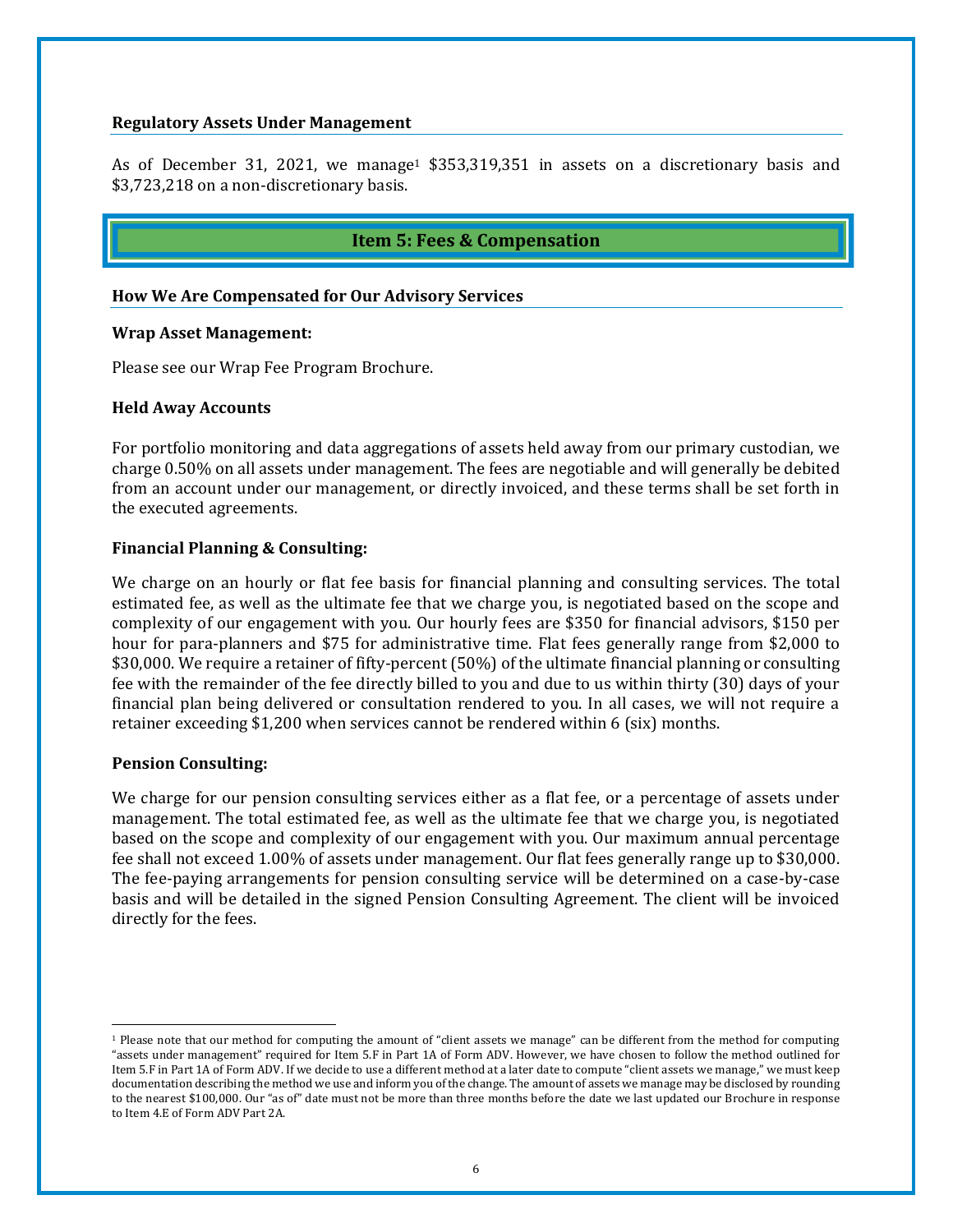### Regulatory Assets Under Management

As of December 31, 2021, we manage[1] $353,319,351 in assets on a discretionary basis and $3,723,218 on a non-discretionary basis.

## Item 5: Fees & Compensation

### How We Are Compensated for Our Advisory Services

**Wrap Asset Management:**

Please see our Wrap Fee Program Brochure.

**Held Away Accounts**

For portfolio monitoring and data aggregations of assets held away from our primary custodian, we charge 0.50% on all assets under management. The fees are negotiable and will generally be debited from an account under our management, or directly invoiced, and these terms shall be set forth in the executed agreements.

**Financial Planning & Consulting:**

We charge on an hourly or flat fee basis for financial planning and consulting services. The total estimated fee, as well as the ultimate fee that we charge you, is negotiated based on the scope and complexity of our engagement with you. Our hourly fees are $350 for financial advisors, $150 per hour for para-planners and $75 for administrative time. Flat fees generally range from $2,000 to $30,000. We require a retainer of fifty-percent (50%) of the ultimate financial planning or consulting fee with the remainder of the fee directly billed to you and due to us within thirty (30) days of your financial plan being delivered or consultation rendered to you. In all cases, we will not require a retainer exceeding $1,200 when services cannot be rendered within 6 (six) months.

**Pension Consulting:**

We charge for our pension consulting services either as a flat fee, or a percentage of assets under management. The total estimated fee, as well as the ultimate fee that we charge you, is negotiated based on the scope and complexity of our engagement with you. Our maximum annual percentage fee shall not exceed 1.00% of assets under management. Our flat fees generally range up to $30,000. The fee-paying arrangements for pension consulting service will be determined on a case-by-case basis and will be detailed in the signed Pension Consulting Agreement. The client will be invoiced directly for the fees.

---

[1] Please note that our method for computing the amount of "client assets we manage" can be different from the method for computing "assets under management" required for Item 5.F in Part 1A of Form ADV. However, we have chosen to follow the method outlined for Item 5.F in Part 1A of Form ADV. If we decide to use a different method at a later date to compute "client assets we manage," we must keep documentation describing the method we use and inform you of the change. The amount of assets we manage may be disclosed by rounding to the nearest $100,000. Our "as of" date must not be more than three months before the date we last updated our Brochure in response to Item 4.E of Form ADV Part 2A.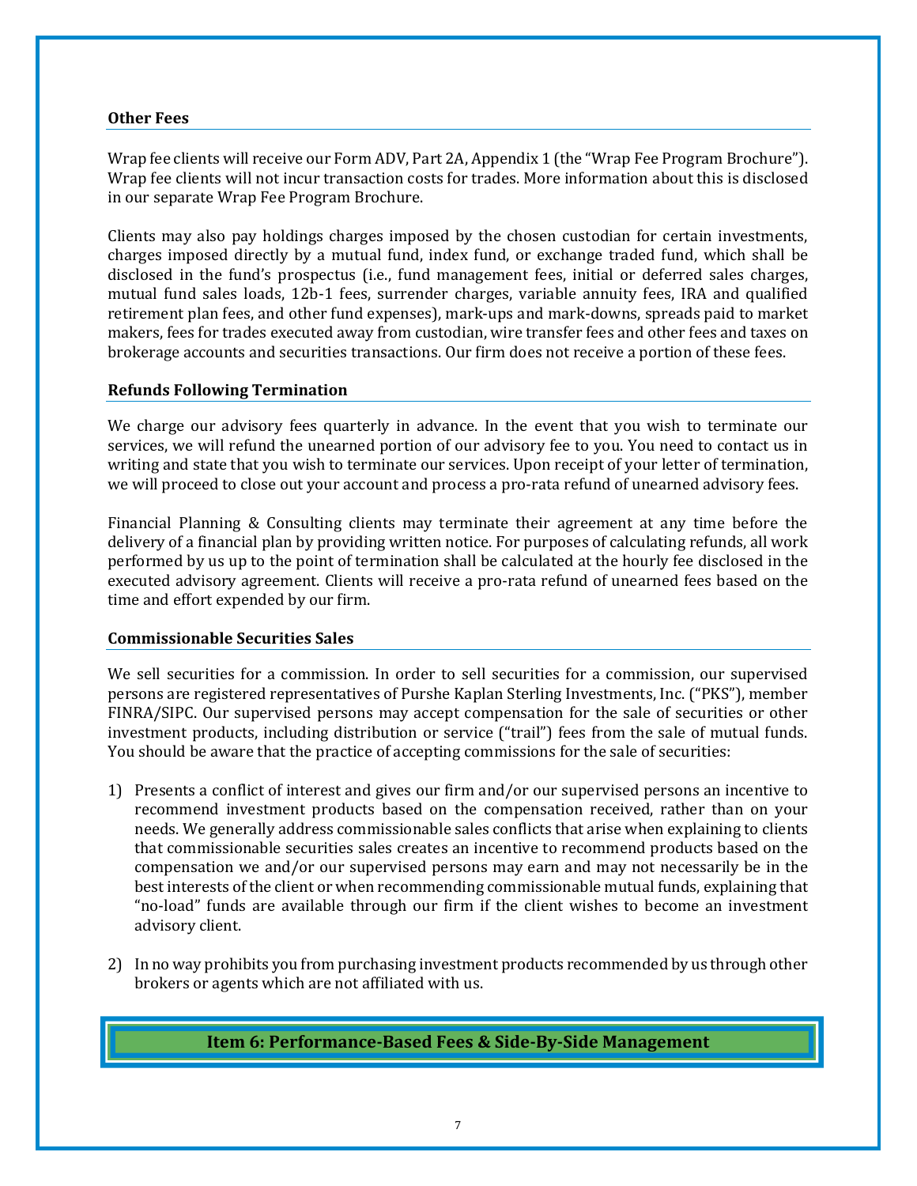### Other Fees

Wrap fee clients will receive our Form ADV, Part 2A, Appendix 1 (the "Wrap Fee Program Brochure"). Wrap fee clients will not incur transaction costs for trades. More information about this is disclosed in our separate Wrap Fee Program Brochure.

Clients may also pay holdings charges imposed by the chosen custodian for certain investments, charges imposed directly by a mutual fund, index fund, or exchange traded fund, which shall be disclosed in the fund's prospectus (i.e., fund management fees, initial or deferred sales charges, mutual fund sales loads, 12b-1 fees, surrender charges, variable annuity fees, IRA and qualified retirement plan fees, and other fund expenses), mark-ups and mark-downs, spreads paid to market makers, fees for trades executed away from custodian, wire transfer fees and other fees and taxes on brokerage accounts and securities transactions. Our firm does not receive a portion of these fees.

### Refunds Following Termination

We charge our advisory fees quarterly in advance. In the event that you wish to terminate our services, we will refund the unearned portion of our advisory fee to you. You need to contact us in writing and state that you wish to terminate our services. Upon receipt of your letter of termination, we will proceed to close out your account and process a pro-rata refund of unearned advisory fees.

Financial Planning & Consulting clients may terminate their agreement at any time before the delivery of a financial plan by providing written notice. For purposes of calculating refunds, all work performed by us up to the point of termination shall be calculated at the hourly fee disclosed in the executed advisory agreement. Clients will receive a pro-rata refund of unearned fees based on the time and effort expended by our firm.

### Commissionable Securities Sales

We sell securities for a commission. In order to sell securities for a commission, our supervised persons are registered representatives of Purshe Kaplan Sterling Investments, Inc. ("PKS"), member FINRA/SIPC. Our supervised persons may accept compensation for the sale of securities or other investment products, including distribution or service ("trail") fees from the sale of mutual funds. You should be aware that the practice of accepting commissions for the sale of securities:

1) Presents a conflict of interest and gives our firm and/or our supervised persons an incentive to recommend investment products based on the compensation received, rather than on your needs. We generally address commissionable sales conflicts that arise when explaining to clients that commissionable securities sales creates an incentive to recommend products based on the compensation we and/or our supervised persons may earn and may not necessarily be in the best interests of the client or when recommending commissionable mutual funds, explaining that "no-load" funds are available through our firm if the client wishes to become an investment advisory client.

2) In no way prohibits you from purchasing investment products recommended by us through other brokers or agents which are not affiliated with us.

## Item 6: Performance-Based Fees & Side-By-Side Management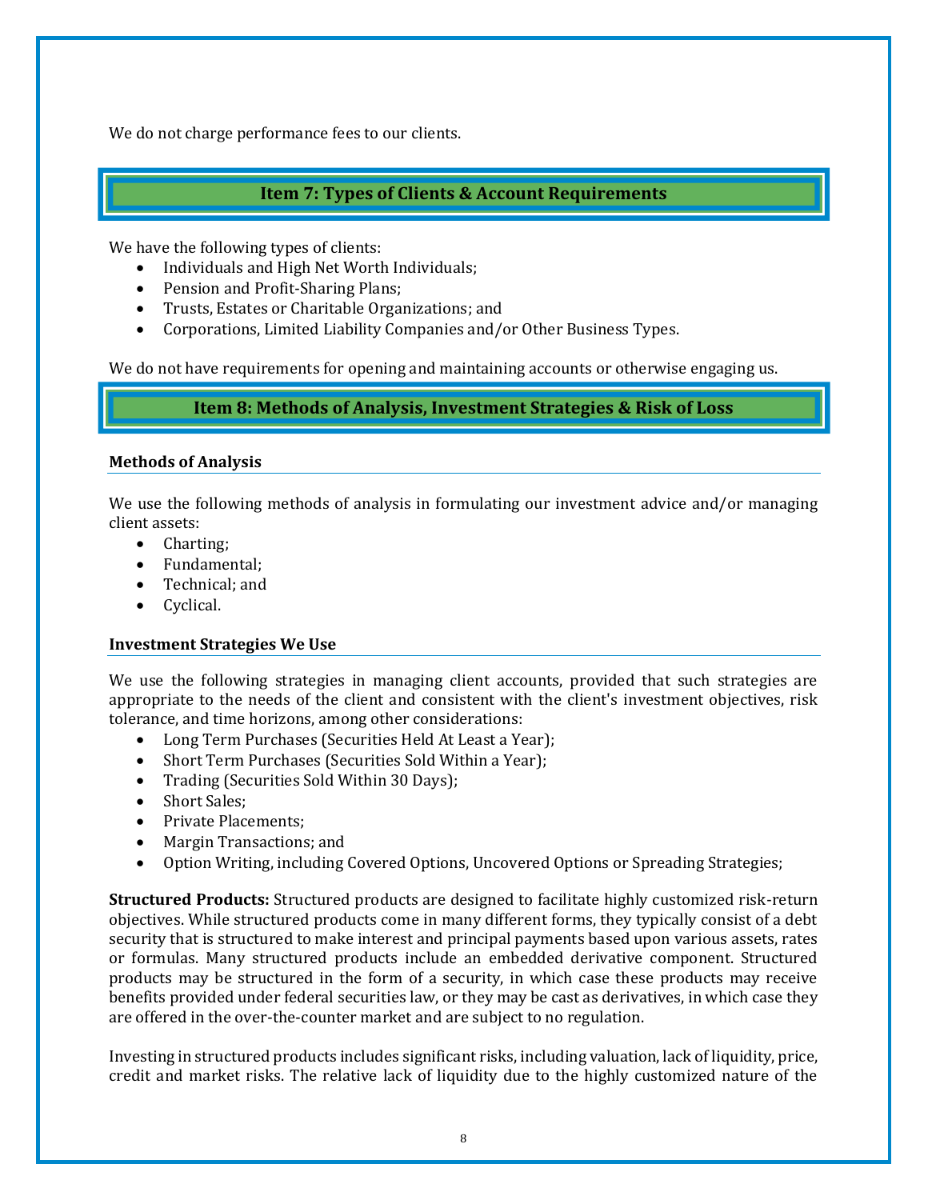We do not charge performance fees to our clients.

## Item 7: Types of Clients & Account Requirements

We have the following types of clients:

- Individuals and High Net Worth Individuals;
- Pension and Profit-Sharing Plans;
- Trusts, Estates or Charitable Organizations; and
- Corporations, Limited Liability Companies and/or Other Business Types.

We do not have requirements for opening and maintaining accounts or otherwise engaging us.

## Item 8: Methods of Analysis, Investment Strategies & Risk of Loss

### Methods of Analysis

We use the following methods of analysis in formulating our investment advice and/or managing client assets:

- Charting;
- Fundamental;
- Technical; and
- Cyclical.

### Investment Strategies We Use

We use the following strategies in managing client accounts, provided that such strategies are appropriate to the needs of the client and consistent with the client's investment objectives, risk tolerance, and time horizons, among other considerations:

- Long Term Purchases (Securities Held At Least a Year);
- Short Term Purchases (Securities Sold Within a Year);
- Trading (Securities Sold Within 30 Days);
- Short Sales;
- Private Placements;
- Margin Transactions; and
- Option Writing, including Covered Options, Uncovered Options or Spreading Strategies;

**Structured Products:** Structured products are designed to facilitate highly customized risk-return objectives. While structured products come in many different forms, they typically consist of a debt security that is structured to make interest and principal payments based upon various assets, rates or formulas. Many structured products include an embedded derivative component. Structured products may be structured in the form of a security, in which case these products may receive benefits provided under federal securities law, or they may be cast as derivatives, in which case they are offered in the over-the-counter market and are subject to no regulation.

Investing in structured products includes significant risks, including valuation, lack of liquidity, price, credit and market risks. The relative lack of liquidity due to the highly customized nature of the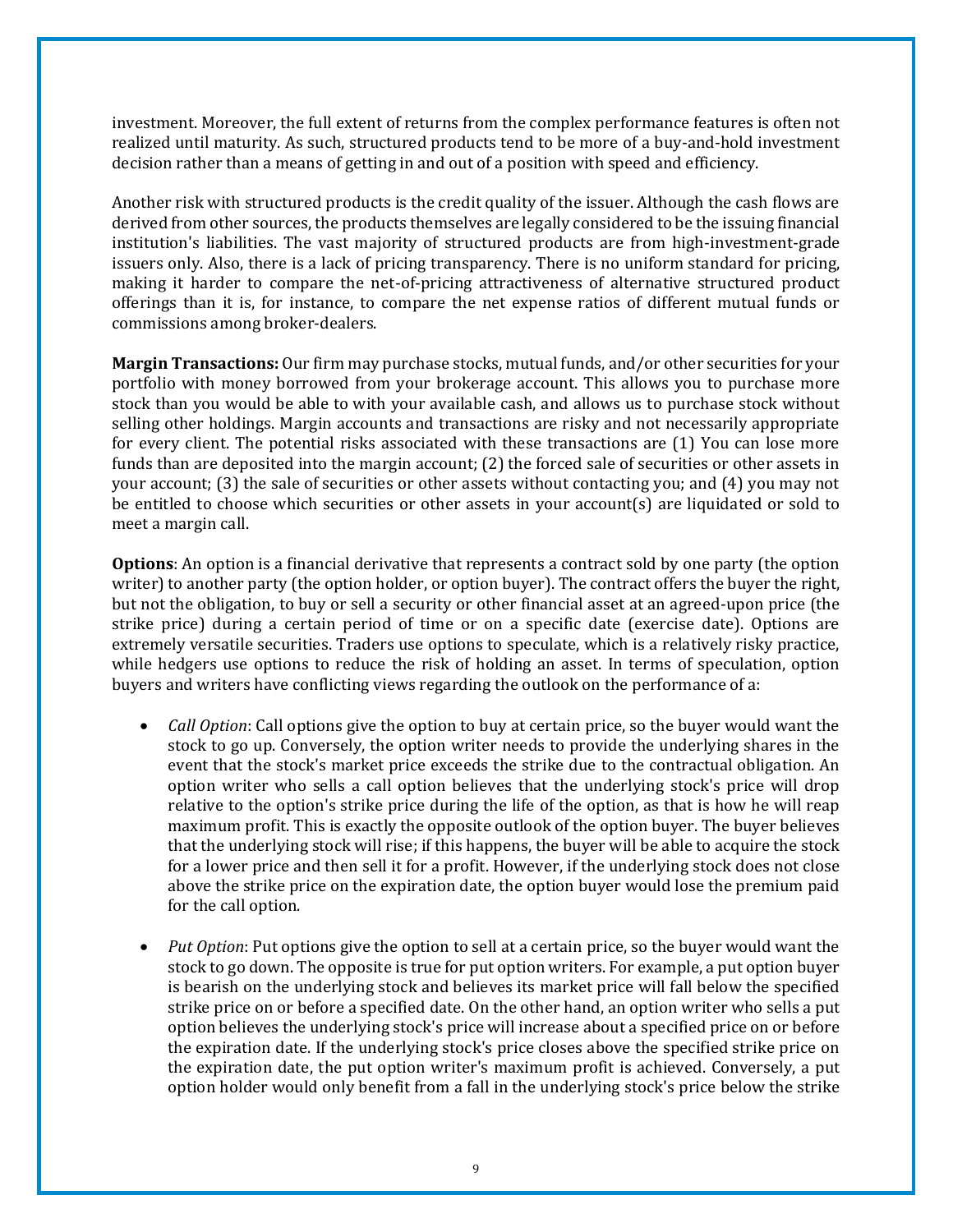investment. Moreover, the full extent of returns from the complex performance features is often not realized until maturity. As such, structured products tend to be more of a buy-and-hold investment decision rather than a means of getting in and out of a position with speed and efficiency.

Another risk with structured products is the credit quality of the issuer. Although the cash flows are derived from other sources, the products themselves are legally considered to be the issuing financial institution's liabilities. The vast majority of structured products are from high-investment-grade issuers only. Also, there is a lack of pricing transparency. There is no uniform standard for pricing, making it harder to compare the net-of-pricing attractiveness of alternative structured product offerings than it is, for instance, to compare the net expense ratios of different mutual funds or commissions among broker-dealers.

**Margin Transactions:** Our firm may purchase stocks, mutual funds, and/or other securities for your portfolio with money borrowed from your brokerage account. This allows you to purchase more stock than you would be able to with your available cash, and allows us to purchase stock without selling other holdings. Margin accounts and transactions are risky and not necessarily appropriate for every client. The potential risks associated with these transactions are (1) You can lose more funds than are deposited into the margin account; (2) the forced sale of securities or other assets in your account; (3) the sale of securities or other assets without contacting you; and (4) you may not be entitled to choose which securities or other assets in your account(s) are liquidated or sold to meet a margin call.

**Options**: An option is a financial derivative that represents a contract sold by one party (the option writer) to another party (the option holder, or option buyer). The contract offers the buyer the right, but not the obligation, to buy or sell a security or other financial asset at an agreed-upon price (the strike price) during a certain period of time or on a specific date (exercise date). Options are extremely versatile securities. Traders use options to speculate, which is a relatively risky practice, while hedgers use options to reduce the risk of holding an asset. In terms of speculation, option buyers and writers have conflicting views regarding the outlook on the performance of a:

- *Call Option*: Call options give the option to buy at certain price, so the buyer would want the stock to go up. Conversely, the option writer needs to provide the underlying shares in the event that the stock's market price exceeds the strike due to the contractual obligation. An option writer who sells a call option believes that the underlying stock's price will drop relative to the option's strike price during the life of the option, as that is how he will reap maximum profit. This is exactly the opposite outlook of the option buyer. The buyer believes that the underlying stock will rise; if this happens, the buyer will be able to acquire the stock for a lower price and then sell it for a profit. However, if the underlying stock does not close above the strike price on the expiration date, the option buyer would lose the premium paid for the call option.

- *Put Option*: Put options give the option to sell at a certain price, so the buyer would want the stock to go down. The opposite is true for put option writers. For example, a put option buyer is bearish on the underlying stock and believes its market price will fall below the specified strike price on or before a specified date. On the other hand, an option writer who sells a put option believes the underlying stock's price will increase about a specified price on or before the expiration date. If the underlying stock's price closes above the specified strike price on the expiration date, the put option writer's maximum profit is achieved. Conversely, a put option holder would only benefit from a fall in the underlying stock's price below the strike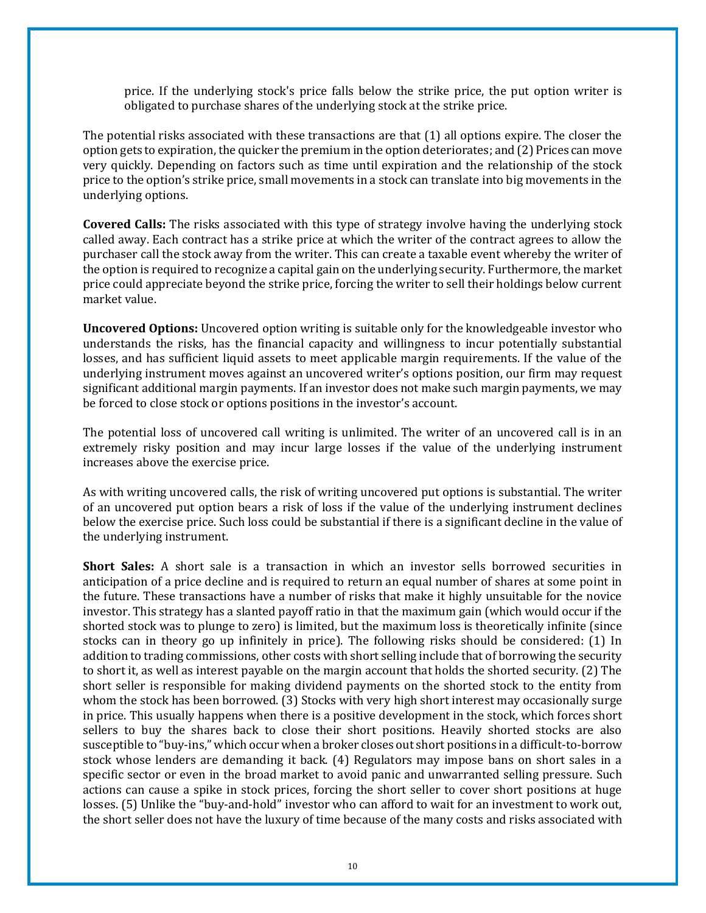price. If the underlying stock's price falls below the strike price, the put option writer is obligated to purchase shares of the underlying stock at the strike price.

The potential risks associated with these transactions are that (1) all options expire. The closer the option gets to expiration, the quicker the premium in the option deteriorates; and (2) Prices can move very quickly. Depending on factors such as time until expiration and the relationship of the stock price to the option's strike price, small movements in a stock can translate into big movements in the underlying options.

**Covered Calls:** The risks associated with this type of strategy involve having the underlying stock called away. Each contract has a strike price at which the writer of the contract agrees to allow the purchaser call the stock away from the writer. This can create a taxable event whereby the writer of the option is required to recognize a capital gain on the underlying security. Furthermore, the market price could appreciate beyond the strike price, forcing the writer to sell their holdings below current market value.

**Uncovered Options:** Uncovered option writing is suitable only for the knowledgeable investor who understands the risks, has the financial capacity and willingness to incur potentially substantial losses, and has sufficient liquid assets to meet applicable margin requirements. If the value of the underlying instrument moves against an uncovered writer's options position, our firm may request significant additional margin payments. If an investor does not make such margin payments, we may be forced to close stock or options positions in the investor's account.

The potential loss of uncovered call writing is unlimited. The writer of an uncovered call is in an extremely risky position and may incur large losses if the value of the underlying instrument increases above the exercise price.

As with writing uncovered calls, the risk of writing uncovered put options is substantial. The writer of an uncovered put option bears a risk of loss if the value of the underlying instrument declines below the exercise price. Such loss could be substantial if there is a significant decline in the value of the underlying instrument.

**Short Sales:** A short sale is a transaction in which an investor sells borrowed securities in anticipation of a price decline and is required to return an equal number of shares at some point in the future. These transactions have a number of risks that make it highly unsuitable for the novice investor. This strategy has a slanted payoff ratio in that the maximum gain (which would occur if the shorted stock was to plunge to zero) is limited, but the maximum loss is theoretically infinite (since stocks can in theory go up infinitely in price). The following risks should be considered: (1) In addition to trading commissions, other costs with short selling include that of borrowing the security to short it, as well as interest payable on the margin account that holds the shorted security. (2) The short seller is responsible for making dividend payments on the shorted stock to the entity from whom the stock has been borrowed. (3) Stocks with very high short interest may occasionally surge in price. This usually happens when there is a positive development in the stock, which forces short sellers to buy the shares back to close their short positions. Heavily shorted stocks are also susceptible to "buy-ins," which occur when a broker closes out short positions in a difficult-to-borrow stock whose lenders are demanding it back. (4) Regulators may impose bans on short sales in a specific sector or even in the broad market to avoid panic and unwarranted selling pressure. Such actions can cause a spike in stock prices, forcing the short seller to cover short positions at huge losses. (5) Unlike the "buy-and-hold" investor who can afford to wait for an investment to work out, the short seller does not have the luxury of time because of the many costs and risks associated with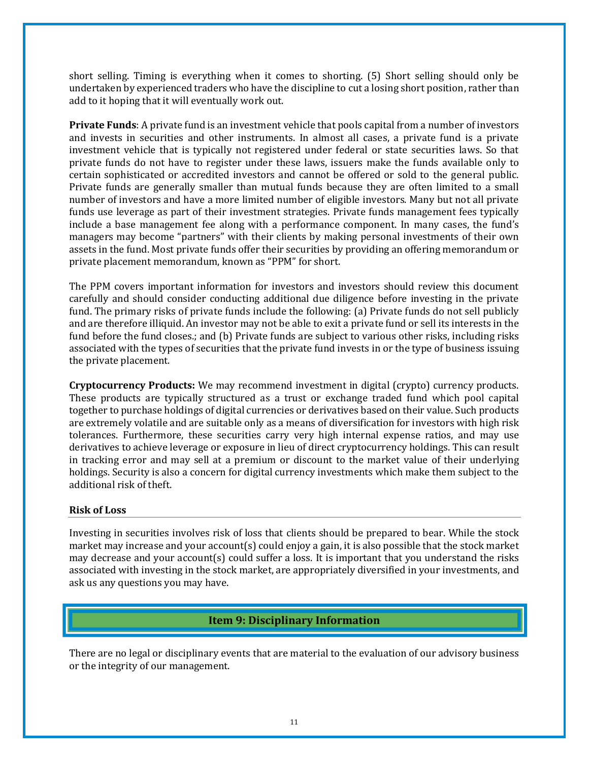short selling. Timing is everything when it comes to shorting. (5) Short selling should only be undertaken by experienced traders who have the discipline to cut a losing short position, rather than add to it hoping that it will eventually work out.

**Private Funds**: A private fund is an investment vehicle that pools capital from a number of investors and invests in securities and other instruments. In almost all cases, a private fund is a private investment vehicle that is typically not registered under federal or state securities laws. So that private funds do not have to register under these laws, issuers make the funds available only to certain sophisticated or accredited investors and cannot be offered or sold to the general public. Private funds are generally smaller than mutual funds because they are often limited to a small number of investors and have a more limited number of eligible investors. Many but not all private funds use leverage as part of their investment strategies. Private funds management fees typically include a base management fee along with a performance component. In many cases, the fund's managers may become "partners" with their clients by making personal investments of their own assets in the fund. Most private funds offer their securities by providing an offering memorandum or private placement memorandum, known as "PPM" for short.

The PPM covers important information for investors and investors should review this document carefully and should consider conducting additional due diligence before investing in the private fund. The primary risks of private funds include the following: (a) Private funds do not sell publicly and are therefore illiquid. An investor may not be able to exit a private fund or sell its interests in the fund before the fund closes.; and (b) Private funds are subject to various other risks, including risks associated with the types of securities that the private fund invests in or the type of business issuing the private placement.

**Cryptocurrency Products:** We may recommend investment in digital (crypto) currency products. These products are typically structured as a trust or exchange traded fund which pool capital together to purchase holdings of digital currencies or derivatives based on their value. Such products are extremely volatile and are suitable only as a means of diversification for investors with high risk tolerances. Furthermore, these securities carry very high internal expense ratios, and may use derivatives to achieve leverage or exposure in lieu of direct cryptocurrency holdings. This can result in tracking error and may sell at a premium or discount to the market value of their underlying holdings. Security is also a concern for digital currency investments which make them subject to the additional risk of theft.

### Risk of Loss

Investing in securities involves risk of loss that clients should be prepared to bear. While the stock market may increase and your account(s) could enjoy a gain, it is also possible that the stock market may decrease and your account(s) could suffer a loss. It is important that you understand the risks associated with investing in the stock market, are appropriately diversified in your investments, and ask us any questions you may have.

## Item 9: Disciplinary Information

There are no legal or disciplinary events that are material to the evaluation of our advisory business or the integrity of our management.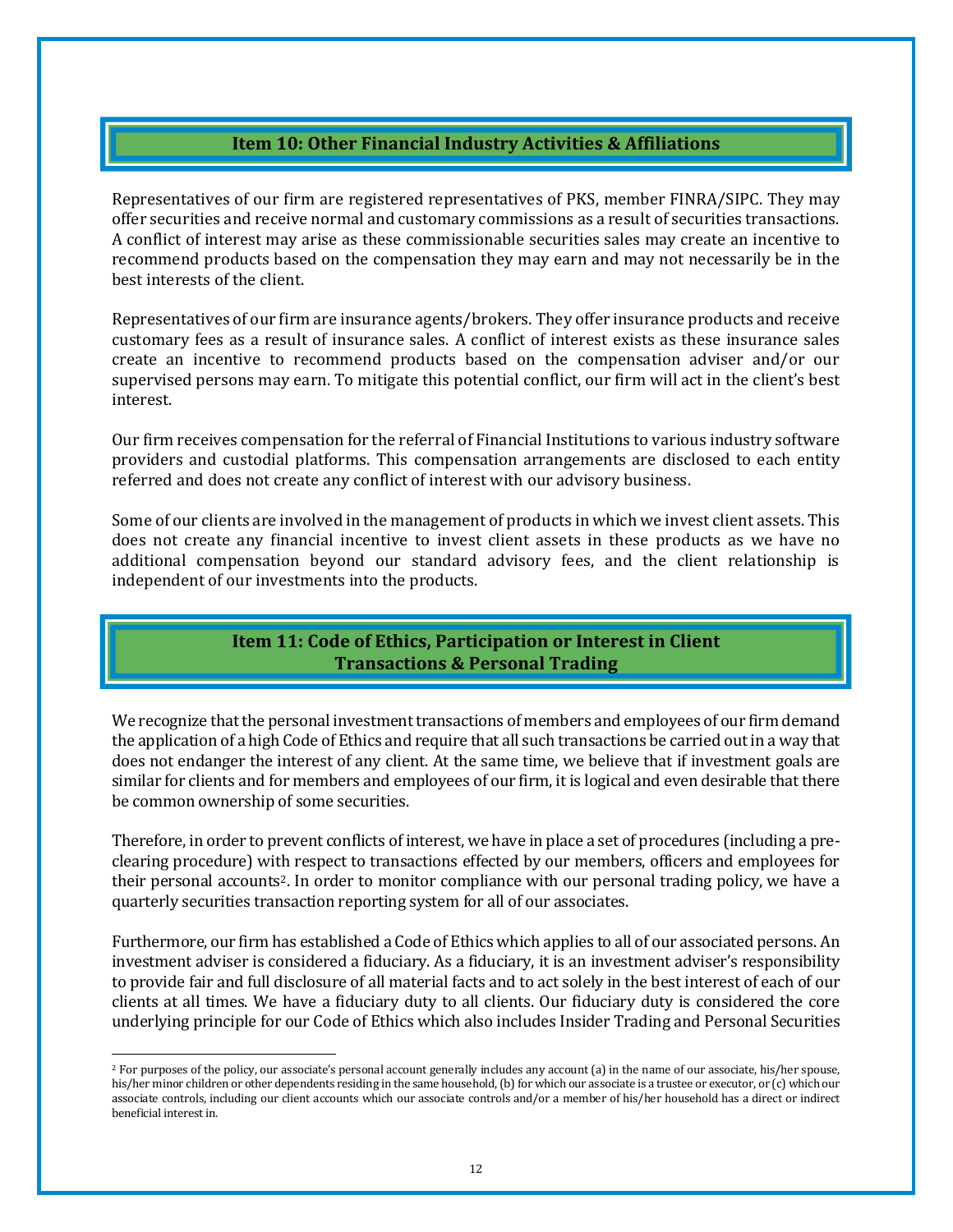## Item 10: Other Financial Industry Activities & Affiliations

Representatives of our firm are registered representatives of PKS, member FINRA/SIPC. They may offer securities and receive normal and customary commissions as a result of securities transactions. A conflict of interest may arise as these commissionable securities sales may create an incentive to recommend products based on the compensation they may earn and may not necessarily be in the best interests of the client.

Representatives of our firm are insurance agents/brokers. They offer insurance products and receive customary fees as a result of insurance sales. A conflict of interest exists as these insurance sales create an incentive to recommend products based on the compensation adviser and/or our supervised persons may earn. To mitigate this potential conflict, our firm will act in the client's best interest.

Our firm receives compensation for the referral of Financial Institutions to various industry software providers and custodial platforms. This compensation arrangements are disclosed to each entity referred and does not create any conflict of interest with our advisory business.

Some of our clients are involved in the management of products in which we invest client assets. This does not create any financial incentive to invest client assets in these products as we have no additional compensation beyond our standard advisory fees, and the client relationship is independent of our investments into the products.

## Item 11: Code of Ethics, Participation or Interest in Client Transactions & Personal Trading

We recognize that the personal investment transactions of members and employees of our firm demand the application of a high Code of Ethics and require that all such transactions be carried out in a way that does not endanger the interest of any client. At the same time, we believe that if investment goals are similar for clients and for members and employees of our firm, it is logical and even desirable that there be common ownership of some securities.

Therefore, in order to prevent conflicts of interest, we have in place a set of procedures (including a pre-clearing procedure) with respect to transactions effected by our members, officers and employees for their personal accounts[2]. In order to monitor compliance with our personal trading policy, we have a quarterly securities transaction reporting system for all of our associates.

Furthermore, our firm has established a Code of Ethics which applies to all of our associated persons. An investment adviser is considered a fiduciary. As a fiduciary, it is an investment adviser's responsibility to provide fair and full disclosure of all material facts and to act solely in the best interest of each of our clients at all times. We have a fiduciary duty to all clients. Our fiduciary duty is considered the core underlying principle for our Code of Ethics which also includes Insider Trading and Personal Securities

[2] For purposes of the policy, our associate's personal account generally includes any account (a) in the name of our associate, his/her spouse, his/her minor children or other dependents residing in the same household, (b) for which our associate is a trustee or executor, or (c) which our associate controls, including our client accounts which our associate controls and/or a member of his/her household has a direct or indirect beneficial interest in.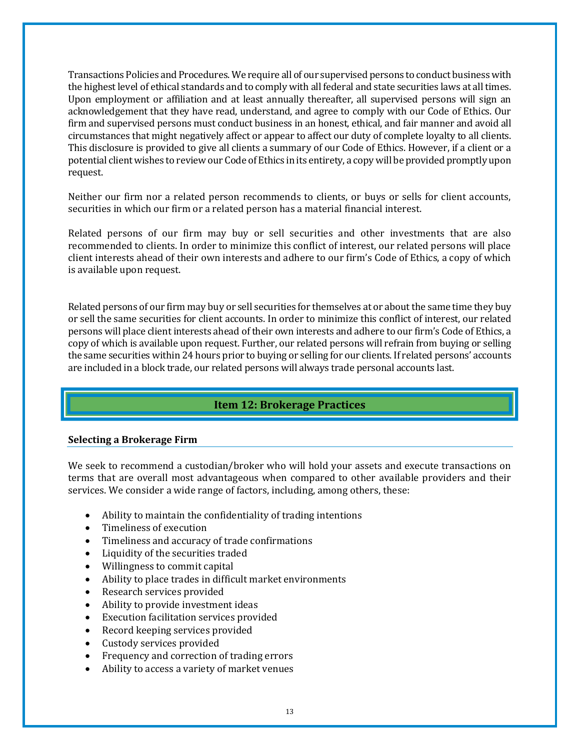Transactions Policies and Procedures. We require all of our supervised persons to conduct business with the highest level of ethical standards and to comply with all federal and state securities laws at all times. Upon employment or affiliation and at least annually thereafter, all supervised persons will sign an acknowledgement that they have read, understand, and agree to comply with our Code of Ethics. Our firm and supervised persons must conduct business in an honest, ethical, and fair manner and avoid all circumstances that might negatively affect or appear to affect our duty of complete loyalty to all clients. This disclosure is provided to give all clients a summary of our Code of Ethics. However, if a client or a potential client wishes to review our Code of Ethics in its entirety, a copy will be provided promptly upon request.

Neither our firm nor a related person recommends to clients, or buys or sells for client accounts, securities in which our firm or a related person has a material financial interest.

Related persons of our firm may buy or sell securities and other investments that are also recommended to clients. In order to minimize this conflict of interest, our related persons will place client interests ahead of their own interests and adhere to our firm's Code of Ethics, a copy of which is available upon request.

Related persons of our firm may buy or sell securities for themselves at or about the same time they buy or sell the same securities for client accounts. In order to minimize this conflict of interest, our related persons will place client interests ahead of their own interests and adhere to our firm's Code of Ethics, a copy of which is available upon request. Further, our related persons will refrain from buying or selling the same securities within 24 hours prior to buying or selling for our clients. If related persons' accounts are included in a block trade, our related persons will always trade personal accounts last.

## Item 12: Brokerage Practices

### Selecting a Brokerage Firm

We seek to recommend a custodian/broker who will hold your assets and execute transactions on terms that are overall most advantageous when compared to other available providers and their services. We consider a wide range of factors, including, among others, these:

- Ability to maintain the confidentiality of trading intentions
- Timeliness of execution
- Timeliness and accuracy of trade confirmations
- Liquidity of the securities traded
- Willingness to commit capital
- Ability to place trades in difficult market environments
- Research services provided
- Ability to provide investment ideas
- Execution facilitation services provided
- Record keeping services provided
- Custody services provided
- Frequency and correction of trading errors
- Ability to access a variety of market venues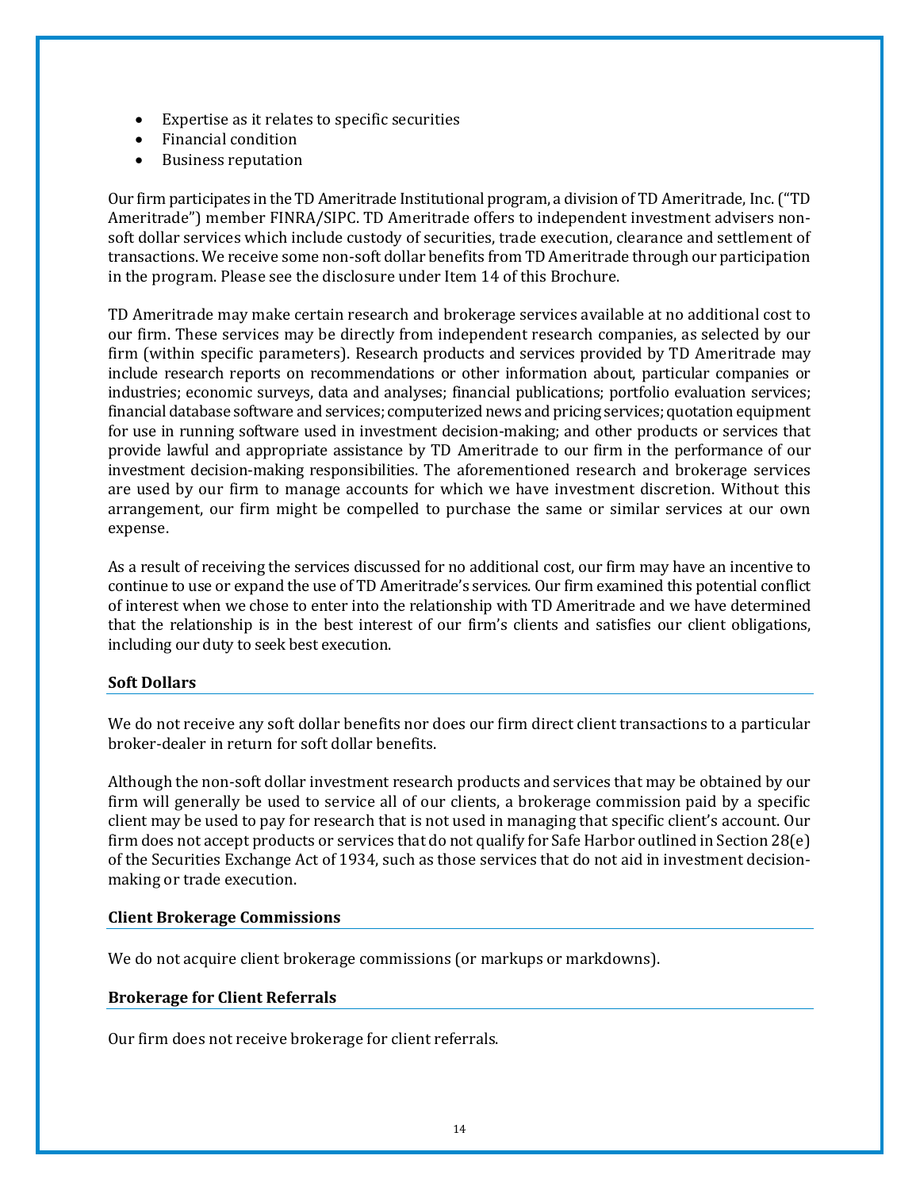- Expertise as it relates to specific securities
- Financial condition
- Business reputation

Our firm participates in the TD Ameritrade Institutional program, a division of TD Ameritrade, Inc. ("TD Ameritrade") member FINRA/SIPC. TD Ameritrade offers to independent investment advisers non-soft dollar services which include custody of securities, trade execution, clearance and settlement of transactions. We receive some non-soft dollar benefits from TD Ameritrade through our participation in the program. Please see the disclosure under Item 14 of this Brochure.

TD Ameritrade may make certain research and brokerage services available at no additional cost to our firm. These services may be directly from independent research companies, as selected by our firm (within specific parameters). Research products and services provided by TD Ameritrade may include research reports on recommendations or other information about, particular companies or industries; economic surveys, data and analyses; financial publications; portfolio evaluation services; financial database software and services; computerized news and pricing services; quotation equipment for use in running software used in investment decision-making; and other products or services that provide lawful and appropriate assistance by TD Ameritrade to our firm in the performance of our investment decision-making responsibilities. The aforementioned research and brokerage services are used by our firm to manage accounts for which we have investment discretion. Without this arrangement, our firm might be compelled to purchase the same or similar services at our own expense.

As a result of receiving the services discussed for no additional cost, our firm may have an incentive to continue to use or expand the use of TD Ameritrade's services. Our firm examined this potential conflict of interest when we chose to enter into the relationship with TD Ameritrade and we have determined that the relationship is in the best interest of our firm's clients and satisfies our client obligations, including our duty to seek best execution.

**Soft Dollars**

We do not receive any soft dollar benefits nor does our firm direct client transactions to a particular broker-dealer in return for soft dollar benefits.

Although the non-soft dollar investment research products and services that may be obtained by our firm will generally be used to service all of our clients, a brokerage commission paid by a specific client may be used to pay for research that is not used in managing that specific client's account. Our firm does not accept products or services that do not qualify for Safe Harbor outlined in Section 28(e) of the Securities Exchange Act of 1934, such as those services that do not aid in investment decision-making or trade execution.

**Client Brokerage Commissions**

We do not acquire client brokerage commissions (or markups or markdowns).

**Brokerage for Client Referrals**

Our firm does not receive brokerage for client referrals.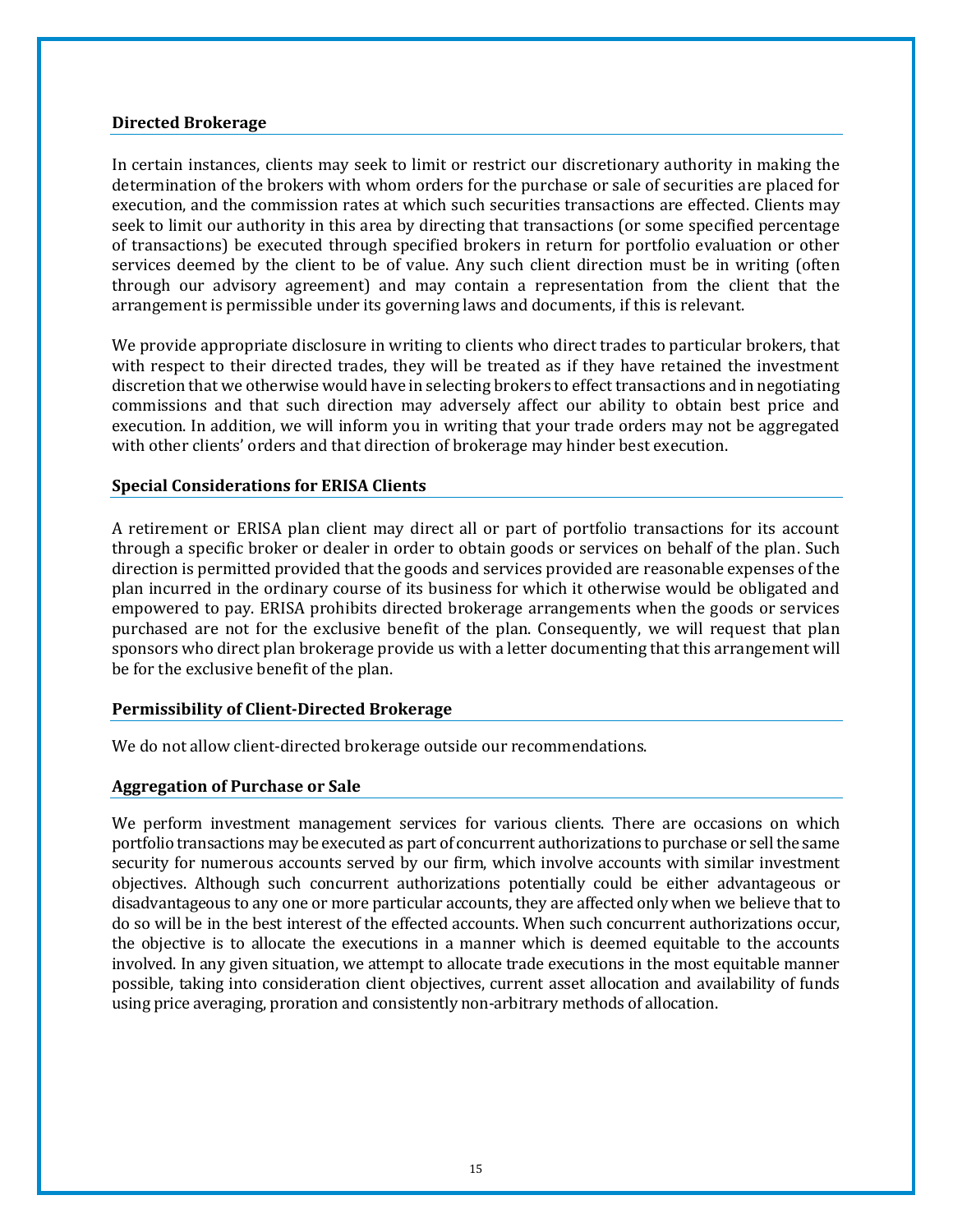## Directed Brokerage

In certain instances, clients may seek to limit or restrict our discretionary authority in making the determination of the brokers with whom orders for the purchase or sale of securities are placed for execution, and the commission rates at which such securities transactions are effected. Clients may seek to limit our authority in this area by directing that transactions (or some specified percentage of transactions) be executed through specified brokers in return for portfolio evaluation or other services deemed by the client to be of value. Any such client direction must be in writing (often through our advisory agreement) and may contain a representation from the client that the arrangement is permissible under its governing laws and documents, if this is relevant.

We provide appropriate disclosure in writing to clients who direct trades to particular brokers, that with respect to their directed trades, they will be treated as if they have retained the investment discretion that we otherwise would have in selecting brokers to effect transactions and in negotiating commissions and that such direction may adversely affect our ability to obtain best price and execution. In addition, we will inform you in writing that your trade orders may not be aggregated with other clients' orders and that direction of brokerage may hinder best execution.

## Special Considerations for ERISA Clients

A retirement or ERISA plan client may direct all or part of portfolio transactions for its account through a specific broker or dealer in order to obtain goods or services on behalf of the plan. Such direction is permitted provided that the goods and services provided are reasonable expenses of the plan incurred in the ordinary course of its business for which it otherwise would be obligated and empowered to pay. ERISA prohibits directed brokerage arrangements when the goods or services purchased are not for the exclusive benefit of the plan. Consequently, we will request that plan sponsors who direct plan brokerage provide us with a letter documenting that this arrangement will be for the exclusive benefit of the plan.

## Permissibility of Client-Directed Brokerage

We do not allow client-directed brokerage outside our recommendations.

## Aggregation of Purchase or Sale

We perform investment management services for various clients. There are occasions on which portfolio transactions may be executed as part of concurrent authorizations to purchase or sell the same security for numerous accounts served by our firm, which involve accounts with similar investment objectives. Although such concurrent authorizations potentially could be either advantageous or disadvantageous to any one or more particular accounts, they are affected only when we believe that to do so will be in the best interest of the effected accounts. When such concurrent authorizations occur, the objective is to allocate the executions in a manner which is deemed equitable to the accounts involved. In any given situation, we attempt to allocate trade executions in the most equitable manner possible, taking into consideration client objectives, current asset allocation and availability of funds using price averaging, proration and consistently non-arbitrary methods of allocation.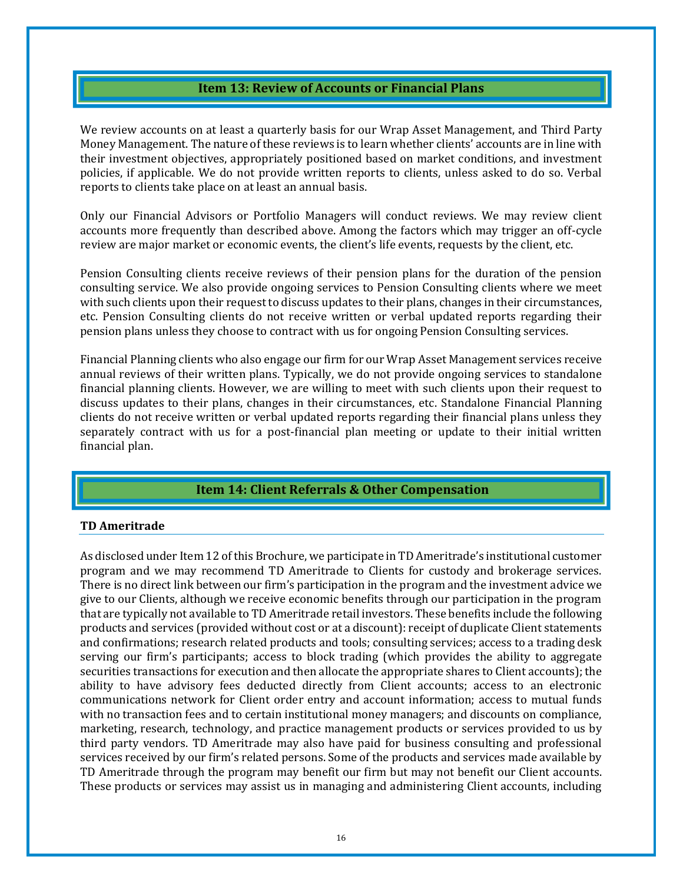## Item 13: Review of Accounts or Financial Plans

We review accounts on at least a quarterly basis for our Wrap Asset Management, and Third Party Money Management. The nature of these reviews is to learn whether clients' accounts are in line with their investment objectives, appropriately positioned based on market conditions, and investment policies, if applicable. We do not provide written reports to clients, unless asked to do so. Verbal reports to clients take place on at least an annual basis.

Only our Financial Advisors or Portfolio Managers will conduct reviews. We may review client accounts more frequently than described above. Among the factors which may trigger an off-cycle review are major market or economic events, the client's life events, requests by the client, etc.

Pension Consulting clients receive reviews of their pension plans for the duration of the pension consulting service. We also provide ongoing services to Pension Consulting clients where we meet with such clients upon their request to discuss updates to their plans, changes in their circumstances, etc. Pension Consulting clients do not receive written or verbal updated reports regarding their pension plans unless they choose to contract with us for ongoing Pension Consulting services.

Financial Planning clients who also engage our firm for our Wrap Asset Management services receive annual reviews of their written plans. Typically, we do not provide ongoing services to standalone financial planning clients. However, we are willing to meet with such clients upon their request to discuss updates to their plans, changes in their circumstances, etc. Standalone Financial Planning clients do not receive written or verbal updated reports regarding their financial plans unless they separately contract with us for a post-financial plan meeting or update to their initial written financial plan.

## Item 14: Client Referrals & Other Compensation

### TD Ameritrade

As disclosed under Item 12 of this Brochure, we participate in TD Ameritrade's institutional customer program and we may recommend TD Ameritrade to Clients for custody and brokerage services. There is no direct link between our firm's participation in the program and the investment advice we give to our Clients, although we receive economic benefits through our participation in the program that are typically not available to TD Ameritrade retail investors. These benefits include the following products and services (provided without cost or at a discount): receipt of duplicate Client statements and confirmations; research related products and tools; consulting services; access to a trading desk serving our firm's participants; access to block trading (which provides the ability to aggregate securities transactions for execution and then allocate the appropriate shares to Client accounts); the ability to have advisory fees deducted directly from Client accounts; access to an electronic communications network for Client order entry and account information; access to mutual funds with no transaction fees and to certain institutional money managers; and discounts on compliance, marketing, research, technology, and practice management products or services provided to us by third party vendors. TD Ameritrade may also have paid for business consulting and professional services received by our firm's related persons. Some of the products and services made available by TD Ameritrade through the program may benefit our firm but may not benefit our Client accounts. These products or services may assist us in managing and administering Client accounts, including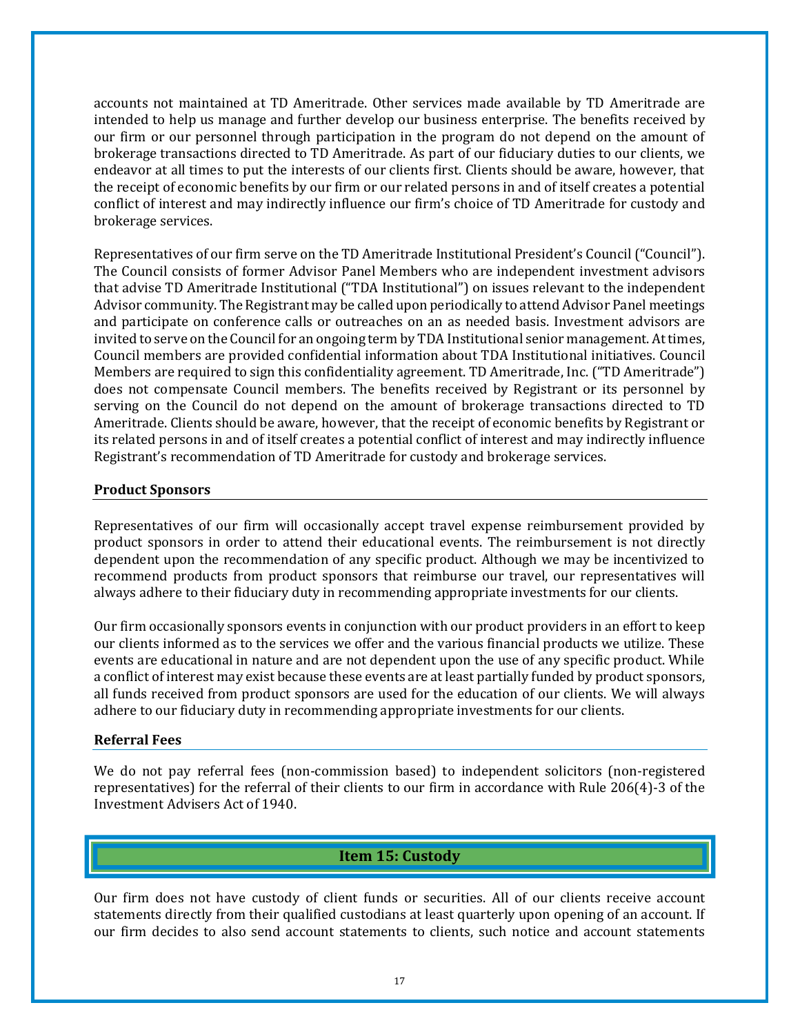accounts not maintained at TD Ameritrade. Other services made available by TD Ameritrade are intended to help us manage and further develop our business enterprise. The benefits received by our firm or our personnel through participation in the program do not depend on the amount of brokerage transactions directed to TD Ameritrade. As part of our fiduciary duties to our clients, we endeavor at all times to put the interests of our clients first. Clients should be aware, however, that the receipt of economic benefits by our firm or our related persons in and of itself creates a potential conflict of interest and may indirectly influence our firm's choice of TD Ameritrade for custody and brokerage services.

Representatives of our firm serve on the TD Ameritrade Institutional President's Council ("Council"). The Council consists of former Advisor Panel Members who are independent investment advisors that advise TD Ameritrade Institutional ("TDA Institutional") on issues relevant to the independent Advisor community. The Registrant may be called upon periodically to attend Advisor Panel meetings and participate on conference calls or outreaches on an as needed basis. Investment advisors are invited to serve on the Council for an ongoing term by TDA Institutional senior management. At times, Council members are provided confidential information about TDA Institutional initiatives. Council Members are required to sign this confidentiality agreement. TD Ameritrade, Inc. ("TD Ameritrade") does not compensate Council members. The benefits received by Registrant or its personnel by serving on the Council do not depend on the amount of brokerage transactions directed to TD Ameritrade. Clients should be aware, however, that the receipt of economic benefits by Registrant or its related persons in and of itself creates a potential conflict of interest and may indirectly influence Registrant's recommendation of TD Ameritrade for custody and brokerage services.

### Product Sponsors

Representatives of our firm will occasionally accept travel expense reimbursement provided by product sponsors in order to attend their educational events. The reimbursement is not directly dependent upon the recommendation of any specific product. Although we may be incentivized to recommend products from product sponsors that reimburse our travel, our representatives will always adhere to their fiduciary duty in recommending appropriate investments for our clients.

Our firm occasionally sponsors events in conjunction with our product providers in an effort to keep our clients informed as to the services we offer and the various financial products we utilize. These events are educational in nature and are not dependent upon the use of any specific product. While a conflict of interest may exist because these events are at least partially funded by product sponsors, all funds received from product sponsors are used for the education of our clients. We will always adhere to our fiduciary duty in recommending appropriate investments for our clients.

### Referral Fees

We do not pay referral fees (non-commission based) to independent solicitors (non-registered representatives) for the referral of their clients to our firm in accordance with Rule 206(4)-3 of the Investment Advisers Act of 1940.

## Item 15: Custody

Our firm does not have custody of client funds or securities. All of our clients receive account statements directly from their qualified custodians at least quarterly upon opening of an account. If our firm decides to also send account statements to clients, such notice and account statements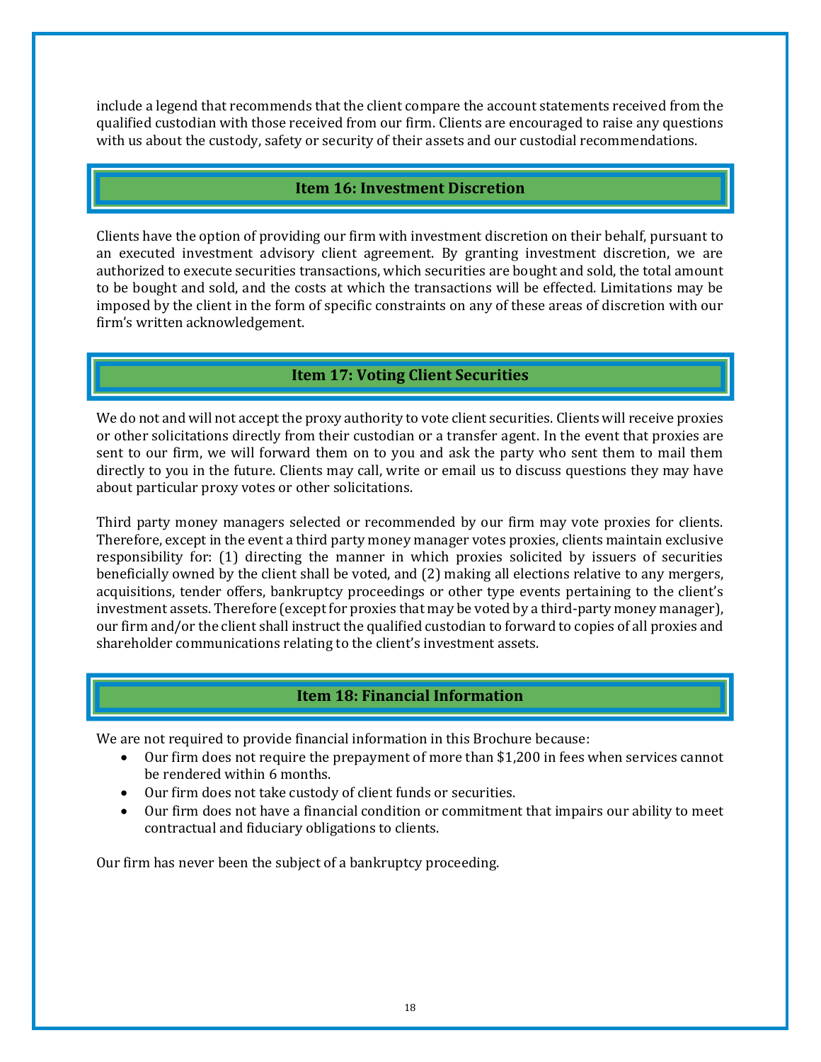include a legend that recommends that the client compare the account statements received from the qualified custodian with those received from our firm. Clients are encouraged to raise any questions with us about the custody, safety or security of their assets and our custodial recommendations.

## Item 16: Investment Discretion

Clients have the option of providing our firm with investment discretion on their behalf, pursuant to an executed investment advisory client agreement. By granting investment discretion, we are authorized to execute securities transactions, which securities are bought and sold, the total amount to be bought and sold, and the costs at which the transactions will be effected. Limitations may be imposed by the client in the form of specific constraints on any of these areas of discretion with our firm's written acknowledgement.

## Item 17: Voting Client Securities

We do not and will not accept the proxy authority to vote client securities. Clients will receive proxies or other solicitations directly from their custodian or a transfer agent. In the event that proxies are sent to our firm, we will forward them on to you and ask the party who sent them to mail them directly to you in the future. Clients may call, write or email us to discuss questions they may have about particular proxy votes or other solicitations.

Third party money managers selected or recommended by our firm may vote proxies for clients. Therefore, except in the event a third party money manager votes proxies, clients maintain exclusive responsibility for: (1) directing the manner in which proxies solicited by issuers of securities beneficially owned by the client shall be voted, and (2) making all elections relative to any mergers, acquisitions, tender offers, bankruptcy proceedings or other type events pertaining to the client's investment assets. Therefore (except for proxies that may be voted by a third-party money manager), our firm and/or the client shall instruct the qualified custodian to forward to copies of all proxies and shareholder communications relating to the client's investment assets.

## Item 18: Financial Information

We are not required to provide financial information in this Brochure because:

- Our firm does not require the prepayment of more than $1,200 in fees when services cannot be rendered within 6 months.
- Our firm does not take custody of client funds or securities.
- Our firm does not have a financial condition or commitment that impairs our ability to meet contractual and fiduciary obligations to clients.

Our firm has never been the subject of a bankruptcy proceeding.